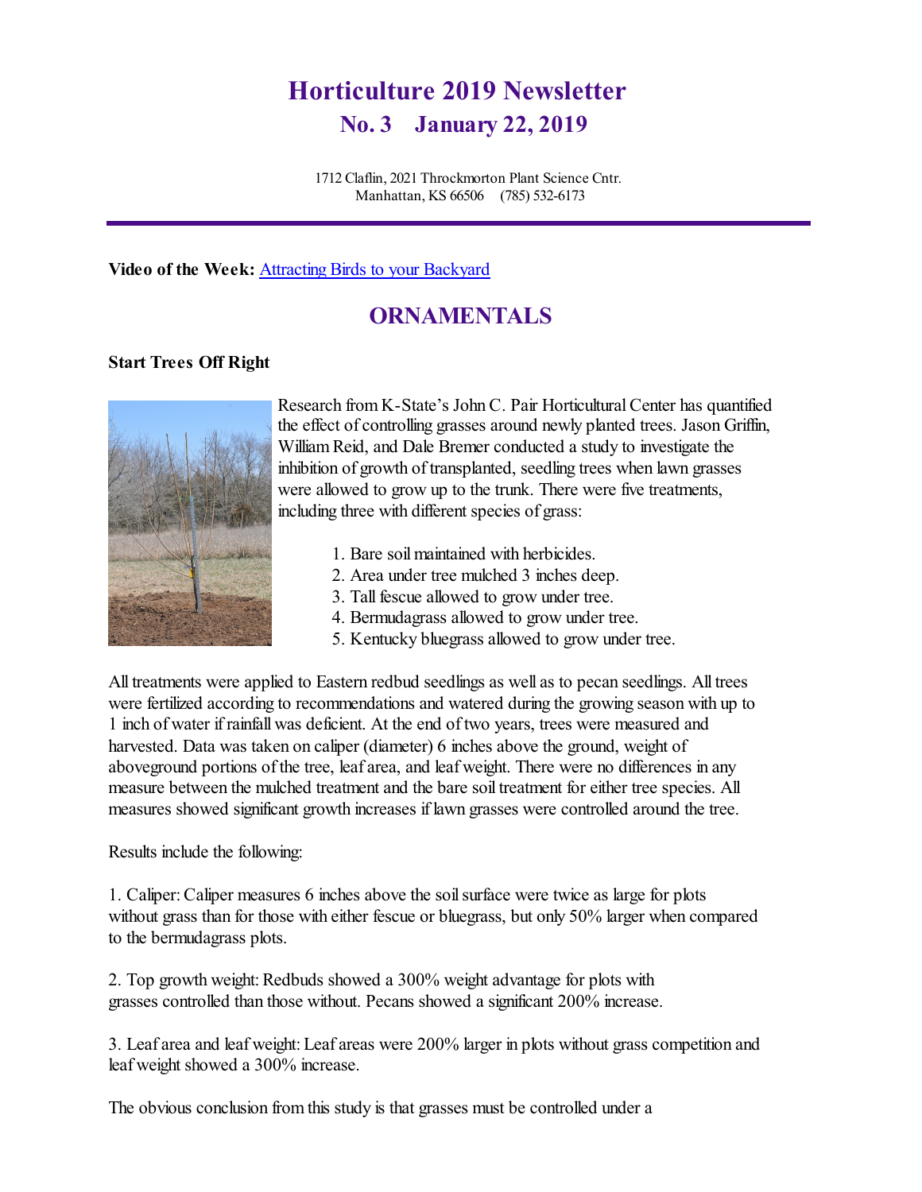# Horticulture 2019 Newsletter

## No. 3    January 22, 2019

1712 Claflin, 2021 Throckmorton Plant Science Cntr.
Manhattan, KS 66506    (785) 532-6173

**Video of the Week:** [Attracting Birds to your Backyard]

## ORNAMENTALS

**Start Trees Off Right**

Research from K-State's John C. Pair Horticultural Center has quantified the effect of controlling grasses around newly planted trees. Jason Griffin, William Reid, and Dale Bremer conducted a study to investigate the inhibition of growth of transplanted, seedling trees when lawn grasses were allowed to grow up to the trunk. There were five treatments, including three with different species of grass:

1. Bare soil maintained with herbicides.
2. Area under tree mulched 3 inches deep.
3. Tall fescue allowed to grow under tree.
4. Bermudagrass allowed to grow under tree.
5. Kentucky bluegrass allowed to grow under tree.

All treatments were applied to Eastern redbud seedlings as well as to pecan seedlings. All trees were fertilized according to recommendations and watered during the growing season with up to 1 inch of water if rainfall was deficient. At the end of two years, trees were measured and harvested. Data was taken on caliper (diameter) 6 inches above the ground, weight of aboveground portions of the tree, leaf area, and leaf weight. There were no differences in any measure between the mulched treatment and the bare soil treatment for either tree species. All measures showed significant growth increases if lawn grasses were controlled around the tree.

Results include the following:

1. Caliper: Caliper measures 6 inches above the soil surface were twice as large for plots without grass than for those with either fescue or bluegrass, but only 50% larger when compared to the bermudagrass plots.

2. Top growth weight: Redbuds showed a 300% weight advantage for plots with grasses controlled than those without. Pecans showed a significant 200% increase.

3. Leaf area and leaf weight: Leaf areas were 200% larger in plots without grass competition and leaf weight showed a 300% increase.

The obvious conclusion from this study is that grasses must be controlled under a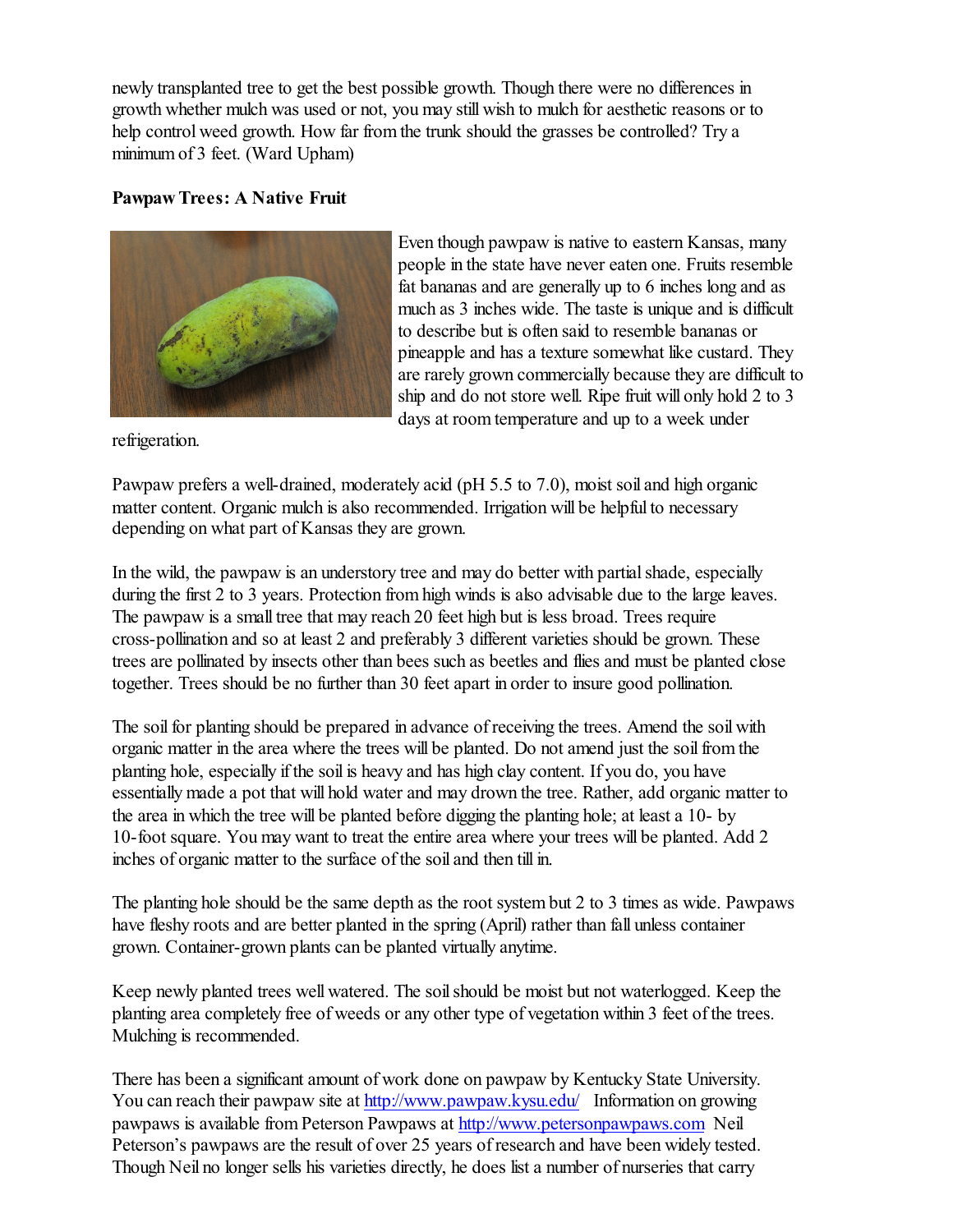newly transplanted tree to get the best possible growth. Though there were no differences in growth whether mulch was used or not, you may still wish to mulch for aesthetic reasons or to help control weed growth. How far from the trunk should the grasses be controlled? Try a minimum of 3 feet. (Ward Upham)

**Pawpaw Trees: A Native Fruit**

Even though pawpaw is native to eastern Kansas, many people in the state have never eaten one. Fruits resemble fat bananas and are generally up to 6 inches long and as much as 3 inches wide. The taste is unique and is difficult to describe but is often said to resemble bananas or pineapple and has a texture somewhat like custard. They are rarely grown commercially because they are difficult to ship and do not store well. Ripe fruit will only hold 2 to 3 days at room temperature and up to a week under refrigeration.

Pawpaw prefers a well-drained, moderately acid (pH 5.5 to 7.0), moist soil and high organic matter content. Organic mulch is also recommended. Irrigation will be helpful to necessary depending on what part of Kansas they are grown.

In the wild, the pawpaw is an understory tree and may do better with partial shade, especially during the first 2 to 3 years. Protection from high winds is also advisable due to the large leaves. The pawpaw is a small tree that may reach 20 feet high but is less broad. Trees require cross-pollination and so at least 2 and preferably 3 different varieties should be grown. These trees are pollinated by insects other than bees such as beetles and flies and must be planted close together. Trees should be no further than 30 feet apart in order to insure good pollination.

The soil for planting should be prepared in advance of receiving the trees. Amend the soil with organic matter in the area where the trees will be planted. Do not amend just the soil from the planting hole, especially if the soil is heavy and has high clay content. If you do, you have essentially made a pot that will hold water and may drown the tree. Rather, add organic matter to the area in which the tree will be planted before digging the planting hole; at least a 10- by 10-foot square. You may want to treat the entire area where your trees will be planted. Add 2 inches of organic matter to the surface of the soil and then till in.

The planting hole should be the same depth as the root system but 2 to 3 times as wide. Pawpaws have fleshy roots and are better planted in the spring (April) rather than fall unless container grown. Container-grown plants can be planted virtually anytime.

Keep newly planted trees well watered. The soil should be moist but not waterlogged. Keep the planting area completely free of weeds or any other type of vegetation within 3 feet of the trees. Mulching is recommended.

There has been a significant amount of work done on pawpaw by Kentucky State University. You can reach their pawpaw site at http://www.pawpaw.kysu.edu/ Information on growing pawpaws is available from Peterson Pawpaws at http://www.petersonpawpaws.com Neil Peterson's pawpaws are the result of over 25 years of research and have been widely tested. Though Neil no longer sells his varieties directly, he does list a number of nurseries that carry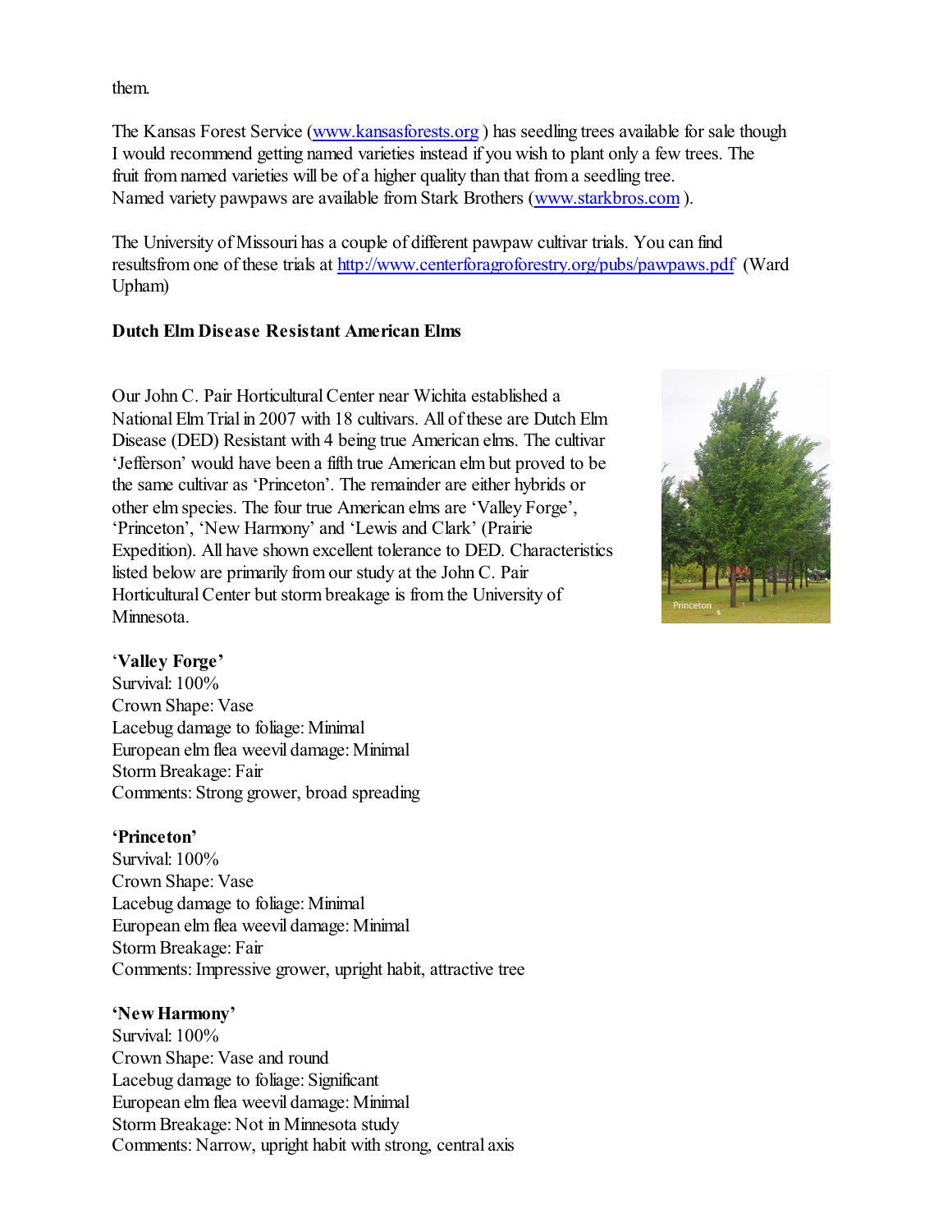them.

The Kansas Forest Service (www.kansasforests.org ) has seedling trees available for sale though I would recommend getting named varieties instead if you wish to plant only a few trees. The fruit from named varieties will be of a higher quality than that from a seedling tree. Named variety pawpaws are available from Stark Brothers (www.starkbros.com ).

The University of Missouri has a couple of different pawpaw cultivar trials. You can find resultsfrom one of these trials at http://www.centerforagroforestry.org/pubs/pawpaws.pdf (Ward Upham)

**Dutch Elm Disease Resistant American Elms**

Our John C. Pair Horticultural Center near Wichita established a National Elm Trial in 2007 with 18 cultivars. All of these are Dutch Elm Disease (DED) Resistant with 4 being true American elms. The cultivar 'Jefferson' would have been a fifth true American elm but proved to be the same cultivar as 'Princeton'. The remainder are either hybrids or other elm species. The four true American elms are 'Valley Forge', 'Princeton', 'New Harmony' and 'Lewis and Clark' (Prairie Expedition). All have shown excellent tolerance to DED. Characteristics listed below are primarily from our study at the John C. Pair Horticultural Center but storm breakage is from the University of Minnesota.

Princeton

**'Valley Forge'**
Survival: 100%
Crown Shape: Vase
Lacebug damage to foliage: Minimal
European elm flea weevil damage: Minimal
Storm Breakage: Fair
Comments: Strong grower, broad spreading

**'Princeton'**
Survival: 100%
Crown Shape: Vase
Lacebug damage to foliage: Minimal
European elm flea weevil damage: Minimal
Storm Breakage: Fair
Comments: Impressive grower, upright habit, attractive tree

**'New Harmony'**
Survival: 100%
Crown Shape: Vase and round
Lacebug damage to foliage: Significant
European elm flea weevil damage: Minimal
Storm Breakage: Not in Minnesota study
Comments: Narrow, upright habit with strong, central axis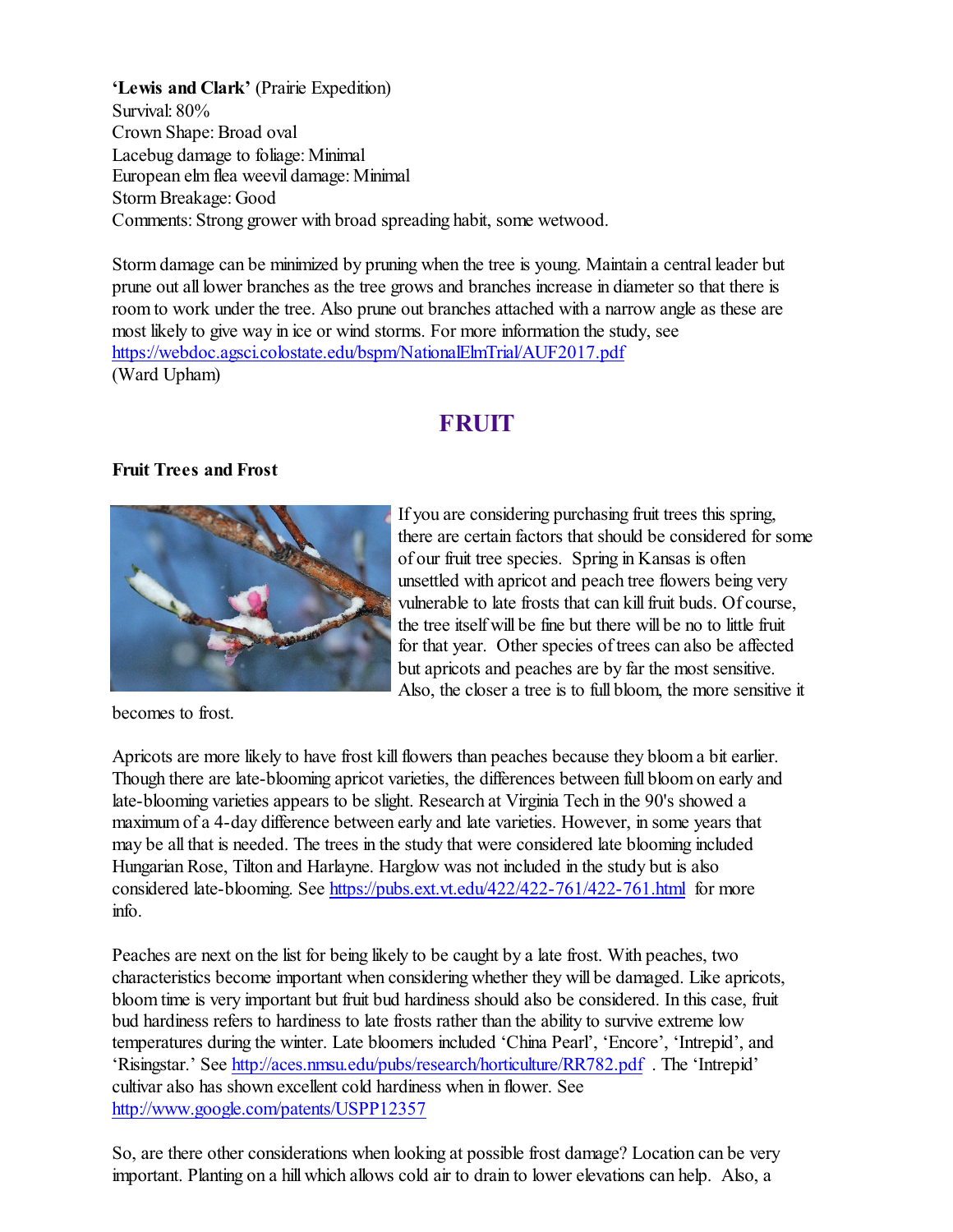**'Lewis and Clark'** (Prairie Expedition)
Survival: 80%
Crown Shape: Broad oval
Lacebug damage to foliage: Minimal
European elm flea weevil damage: Minimal
Storm Breakage: Good
Comments: Strong grower with broad spreading habit, some wetwood.

Storm damage can be minimized by pruning when the tree is young. Maintain a central leader but prune out all lower branches as the tree grows and branches increase in diameter so that there is room to work under the tree. Also prune out branches attached with a narrow angle as these are most likely to give way in ice or wind storms. For more information the study, see https://webdoc.agsci.colostate.edu/bspm/NationalElmTrial/AUF2017.pdf
(Ward Upham)

# FRUIT

**Fruit Trees and Frost**

If you are considering purchasing fruit trees this spring, there are certain factors that should be considered for some of our fruit tree species. Spring in Kansas is often unsettled with apricot and peach tree flowers being very vulnerable to late frosts that can kill fruit buds. Of course, the tree itself will be fine but there will be no to little fruit for that year. Other species of trees can also be affected but apricots and peaches are by far the most sensitive. Also, the closer a tree is to full bloom, the more sensitive it becomes to frost.

Apricots are more likely to have frost kill flowers than peaches because they bloom a bit earlier. Though there are late-blooming apricot varieties, the differences between full bloom on early and late-blooming varieties appears to be slight. Research at Virginia Tech in the 90's showed a maximum of a 4-day difference between early and late varieties. However, in some years that may be all that is needed. The trees in the study that were considered late blooming included Hungarian Rose, Tilton and Harlayne. Harglow was not included in the study but is also considered late-blooming. See https://pubs.ext.vt.edu/422/422-761/422-761.html for more info.

Peaches are next on the list for being likely to be caught by a late frost. With peaches, two characteristics become important when considering whether they will be damaged. Like apricots, bloom time is very important but fruit bud hardiness should also be considered. In this case, fruit bud hardiness refers to hardiness to late frosts rather than the ability to survive extreme low temperatures during the winter. Late bloomers included 'China Pearl', 'Encore', 'Intrepid', and 'Risingstar.' See http://aces.nmsu.edu/pubs/research/horticulture/RR782.pdf . The 'Intrepid' cultivar also has shown excellent cold hardiness when in flower. See http://www.google.com/patents/USPP12357

So, are there other considerations when looking at possible frost damage? Location can be very important. Planting on a hill which allows cold air to drain to lower elevations can help. Also, a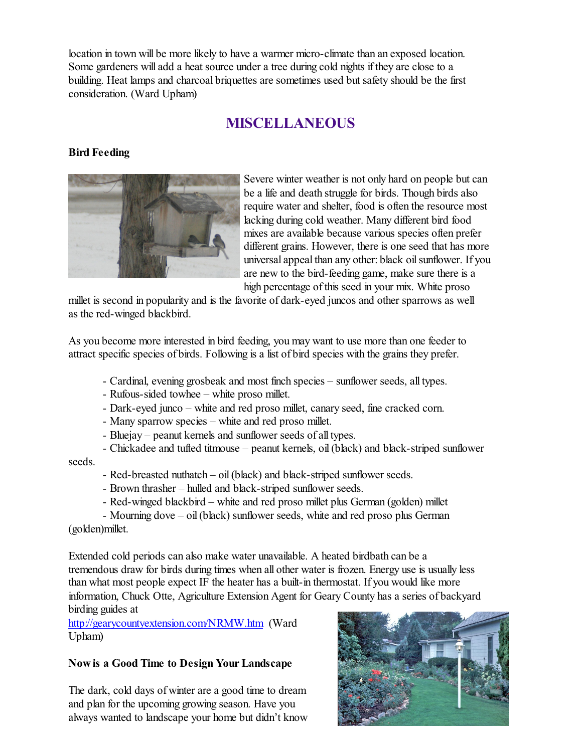location in town will be more likely to have a warmer micro-climate than an exposed location. Some gardeners will add a heat source under a tree during cold nights if they are close to a building. Heat lamps and charcoal briquettes are sometimes used but safety should be the first consideration. (Ward Upham)

## MISCELLANEOUS

**Bird Feeding**

Severe winter weather is not only hard on people but can be a life and death struggle for birds. Though birds also require water and shelter, food is often the resource most lacking during cold weather. Many different bird food mixes are available because various species often prefer different grains. However, there is one seed that has more universal appeal than any other: black oil sunflower. If you are new to the bird-feeding game, make sure there is a high percentage of this seed in your mix. White proso millet is second in popularity and is the favorite of dark-eyed juncos and other sparrows as well as the red-winged blackbird.

As you become more interested in bird feeding, you may want to use more than one feeder to attract specific species of birds. Following is a list of bird species with the grains they prefer.

- Cardinal, evening grosbeak and most finch species – sunflower seeds, all types.
- Rufous-sided towhee – white proso millet.
- Dark-eyed junco – white and red proso millet, canary seed, fine cracked corn.
- Many sparrow species – white and red proso millet.
- Bluejay – peanut kernels and sunflower seeds of all types.
- Chickadee and tufted titmouse – peanut kernels, oil (black) and black-striped sunflower seeds.
- Red-breasted nuthatch – oil (black) and black-striped sunflower seeds.
- Brown thrasher – hulled and black-striped sunflower seeds.
- Red-winged blackbird – white and red proso millet plus German (golden) millet
- Mourning dove – oil (black) sunflower seeds, white and red proso plus German (golden)millet.

Extended cold periods can also make water unavailable. A heated birdbath can be a tremendous draw for birds during times when all other water is frozen. Energy use is usually less than what most people expect IF the heater has a built-in thermostat. If you would like more information, Chuck Otte, Agriculture Extension Agent for Geary County has a series of backyard birding guides at http://gearycountyextension.com/NRMW.htm (Ward Upham)

**Now is a Good Time to Design Your Landscape**

The dark, cold days of winter are a good time to dream and plan for the upcoming growing season. Have you always wanted to landscape your home but didn't know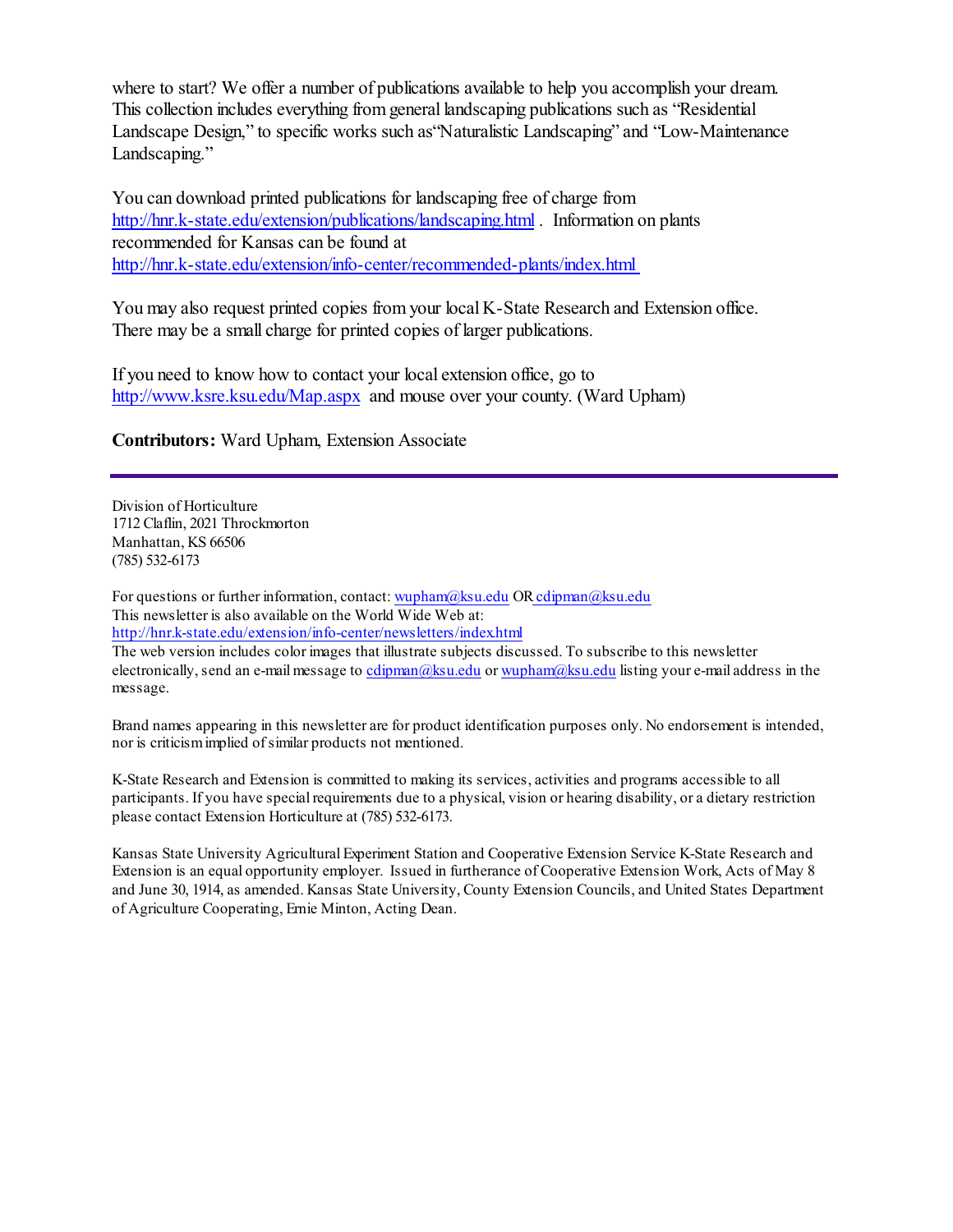where to start? We offer a number of publications available to help you accomplish your dream. This collection includes everything from general landscaping publications such as "Residential Landscape Design," to specific works such as"Naturalistic Landscaping" and "Low-Maintenance Landscaping."

You can download printed publications for landscaping free of charge from http://hnr.k-state.edu/extension/publications/landscaping.html . Information on plants recommended for Kansas can be found at http://hnr.k-state.edu/extension/info-center/recommended-plants/index.html

You may also request printed copies from your local K-State Research and Extension office. There may be a small charge for printed copies of larger publications.

If you need to know how to contact your local extension office, go to http://www.ksre.ksu.edu/Map.aspx and mouse over your county. (Ward Upham)

**Contributors:** Ward Upham, Extension Associate

---

Division of Horticulture
1712 Claflin, 2021 Throckmorton
Manhattan, KS 66506
(785) 532-6173

For questions or further information, contact: wupham@ksu.edu OR cdipman@ksu.edu
This newsletter is also available on the World Wide Web at:
http://hnr.k-state.edu/extension/info-center/newsletters/index.html
The web version includes color images that illustrate subjects discussed. To subscribe to this newsletter electronically, send an e-mail message to cdipman@ksu.edu or wupham@ksu.edu listing your e-mail address in the message.

Brand names appearing in this newsletter are for product identification purposes only. No endorsement is intended, nor is criticism implied of similar products not mentioned.

K-State Research and Extension is committed to making its services, activities and programs accessible to all participants. If you have special requirements due to a physical, vision or hearing disability, or a dietary restriction please contact Extension Horticulture at (785) 532-6173.

Kansas State University Agricultural Experiment Station and Cooperative Extension Service K-State Research and Extension is an equal opportunity employer. Issued in furtherance of Cooperative Extension Work, Acts of May 8 and June 30, 1914, as amended. Kansas State University, County Extension Councils, and United States Department of Agriculture Cooperating, Ernie Minton, Acting Dean.